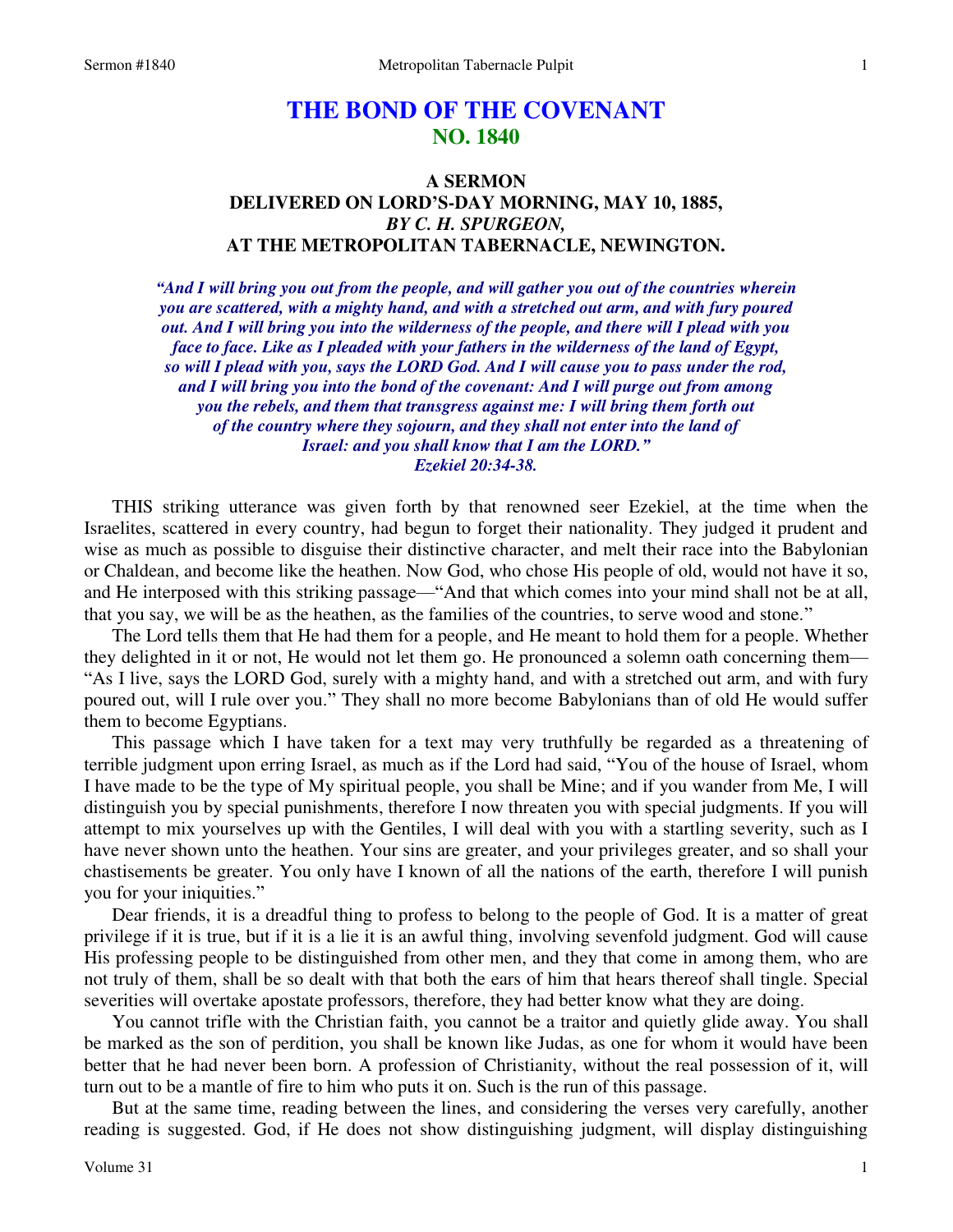# THE BOND OF THE COVENANT
## NO. 1840

### A SERMON
### DELIVERED ON LORD'S-DAY MORNING, MAY 10, 1885,
### *BY C. H. SPURGEON,*
### AT THE METROPOLITAN TABERNACLE, NEWINGTON.

***"And I will bring you out from the people, and will gather you out of the countries wherein you are scattered, with a mighty hand, and with a stretched out arm, and with fury poured out. And I will bring you into the wilderness of the people, and there will I plead with you face to face. Like as I pleaded with your fathers in the wilderness of the land of Egypt, so will I plead with you, says the LORD God. And I will cause you to pass under the rod, and I will bring you into the bond of the covenant: And I will purge out from among you the rebels, and them that transgress against me: I will bring them forth out of the country where they sojourn, and they shall not enter into the land of Israel: and you shall know that I am the LORD."***
***Ezekiel 20:34-38.***

THIS striking utterance was given forth by that renowned seer Ezekiel, at the time when the Israelites, scattered in every country, had begun to forget their nationality. They judged it prudent and wise as much as possible to disguise their distinctive character, and melt their race into the Babylonian or Chaldean, and become like the heathen. Now God, who chose His people of old, would not have it so, and He interposed with this striking passage—"And that which comes into your mind shall not be at all, that you say, we will be as the heathen, as the families of the countries, to serve wood and stone."

The Lord tells them that He had them for a people, and He meant to hold them for a people. Whether they delighted in it or not, He would not let them go. He pronounced a solemn oath concerning them—"As I live, says the LORD God, surely with a mighty hand, and with a stretched out arm, and with fury poured out, will I rule over you." They shall no more become Babylonians than of old He would suffer them to become Egyptians.

This passage which I have taken for a text may very truthfully be regarded as a threatening of terrible judgment upon erring Israel, as much as if the Lord had said, "You of the house of Israel, whom I have made to be the type of My spiritual people, you shall be Mine; and if you wander from Me, I will distinguish you by special punishments, therefore I now threaten you with special judgments. If you will attempt to mix yourselves up with the Gentiles, I will deal with you with a startling severity, such as I have never shown unto the heathen. Your sins are greater, and your privileges greater, and so shall your chastisements be greater. You only have I known of all the nations of the earth, therefore I will punish you for your iniquities."

Dear friends, it is a dreadful thing to profess to belong to the people of God. It is a matter of great privilege if it is true, but if it is a lie it is an awful thing, involving sevenfold judgment. God will cause His professing people to be distinguished from other men, and they that come in among them, who are not truly of them, shall be so dealt with that both the ears of him that hears thereof shall tingle. Special severities will overtake apostate professors, therefore, they had better know what they are doing.

You cannot trifle with the Christian faith, you cannot be a traitor and quietly glide away. You shall be marked as the son of perdition, you shall be known like Judas, as one for whom it would have been better that he had never been born. A profession of Christianity, without the real possession of it, will turn out to be a mantle of fire to him who puts it on. Such is the run of this passage.

But at the same time, reading between the lines, and considering the verses very carefully, another reading is suggested. God, if He does not show distinguishing judgment, will display distinguishing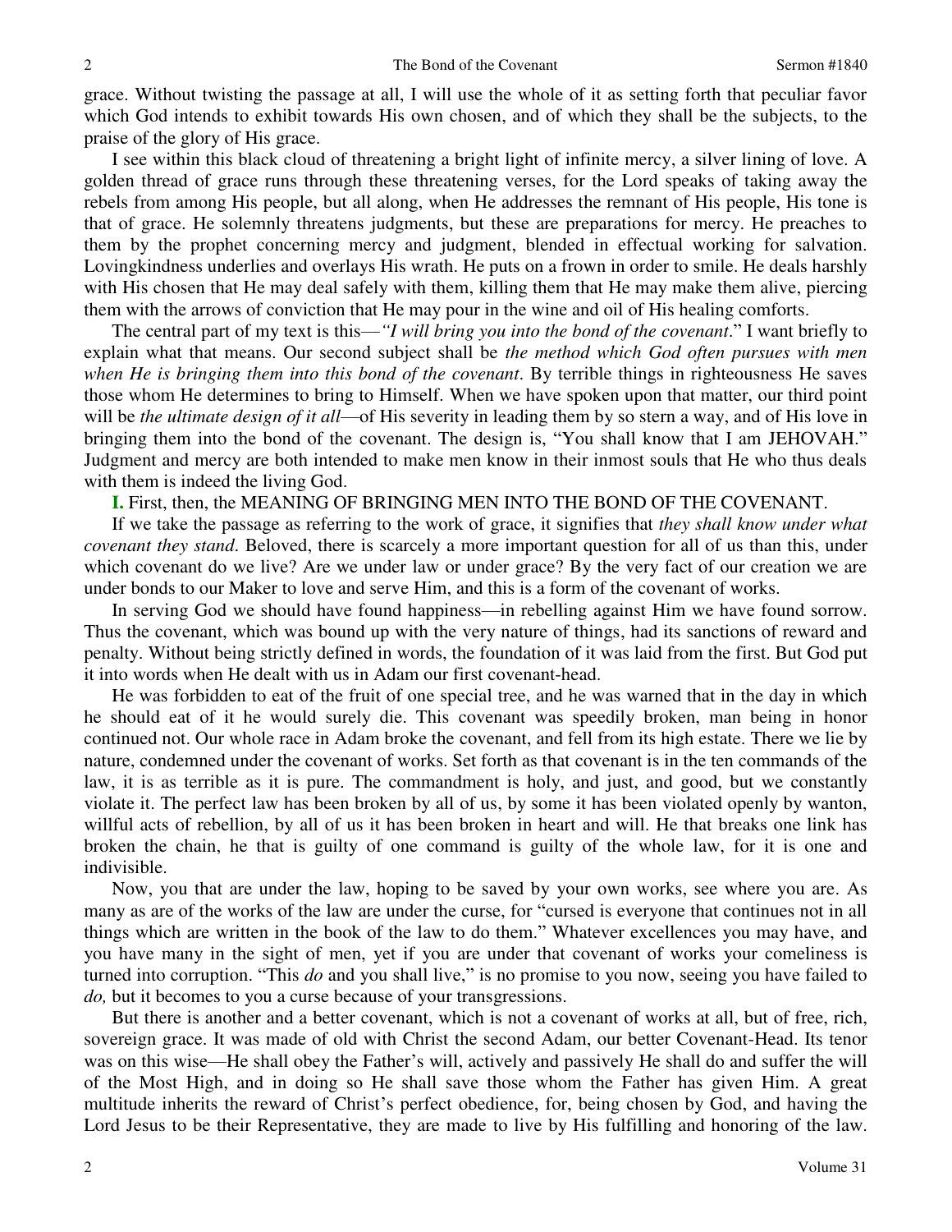grace. Without twisting the passage at all, I will use the whole of it as setting forth that peculiar favor which God intends to exhibit towards His own chosen, and of which they shall be the subjects, to the praise of the glory of His grace.

I see within this black cloud of threatening a bright light of infinite mercy, a silver lining of love. A golden thread of grace runs through these threatening verses, for the Lord speaks of taking away the rebels from among His people, but all along, when He addresses the remnant of His people, His tone is that of grace. He solemnly threatens judgments, but these are preparations for mercy. He preaches to them by the prophet concerning mercy and judgment, blended in effectual working for salvation. Lovingkindness underlies and overlays His wrath. He puts on a frown in order to smile. He deals harshly with His chosen that He may deal safely with them, killing them that He may make them alive, piercing them with the arrows of conviction that He may pour in the wine and oil of His healing comforts.

The central part of my text is this—*"I will bring you into the bond of the covenant*." I want briefly to explain what that means. Our second subject shall be *the method which God often pursues with men when He is bringing them into this bond of the covenant*. By terrible things in righteousness He saves those whom He determines to bring to Himself. When we have spoken upon that matter, our third point will be *the ultimate design of it all*—of His severity in leading them by so stern a way, and of His love in bringing them into the bond of the covenant. The design is, "You shall know that I am JEHOVAH." Judgment and mercy are both intended to make men know in their inmost souls that He who thus deals with them is indeed the living God.

**I.** First, then, the MEANING OF BRINGING MEN INTO THE BOND OF THE COVENANT.

If we take the passage as referring to the work of grace, it signifies that *they shall know under what covenant they stand*. Beloved, there is scarcely a more important question for all of us than this, under which covenant do we live? Are we under law or under grace? By the very fact of our creation we are under bonds to our Maker to love and serve Him, and this is a form of the covenant of works.

In serving God we should have found happiness—in rebelling against Him we have found sorrow. Thus the covenant, which was bound up with the very nature of things, had its sanctions of reward and penalty. Without being strictly defined in words, the foundation of it was laid from the first. But God put it into words when He dealt with us in Adam our first covenant-head.

He was forbidden to eat of the fruit of one special tree, and he was warned that in the day in which he should eat of it he would surely die. This covenant was speedily broken, man being in honor continued not. Our whole race in Adam broke the covenant, and fell from its high estate. There we lie by nature, condemned under the covenant of works. Set forth as that covenant is in the ten commands of the law, it is as terrible as it is pure. The commandment is holy, and just, and good, but we constantly violate it. The perfect law has been broken by all of us, by some it has been violated openly by wanton, willful acts of rebellion, by all of us it has been broken in heart and will. He that breaks one link has broken the chain, he that is guilty of one command is guilty of the whole law, for it is one and indivisible.

Now, you that are under the law, hoping to be saved by your own works, see where you are. As many as are of the works of the law are under the curse, for "cursed is everyone that continues not in all things which are written in the book of the law to do them." Whatever excellences you may have, and you have many in the sight of men, yet if you are under that covenant of works your comeliness is turned into corruption. "This *do* and you shall live," is no promise to you now, seeing you have failed to *do,* but it becomes to you a curse because of your transgressions.

But there is another and a better covenant, which is not a covenant of works at all, but of free, rich, sovereign grace. It was made of old with Christ the second Adam, our better Covenant-Head. Its tenor was on this wise—He shall obey the Father's will, actively and passively He shall do and suffer the will of the Most High, and in doing so He shall save those whom the Father has given Him. A great multitude inherits the reward of Christ's perfect obedience, for, being chosen by God, and having the Lord Jesus to be their Representative, they are made to live by His fulfilling and honoring of the law.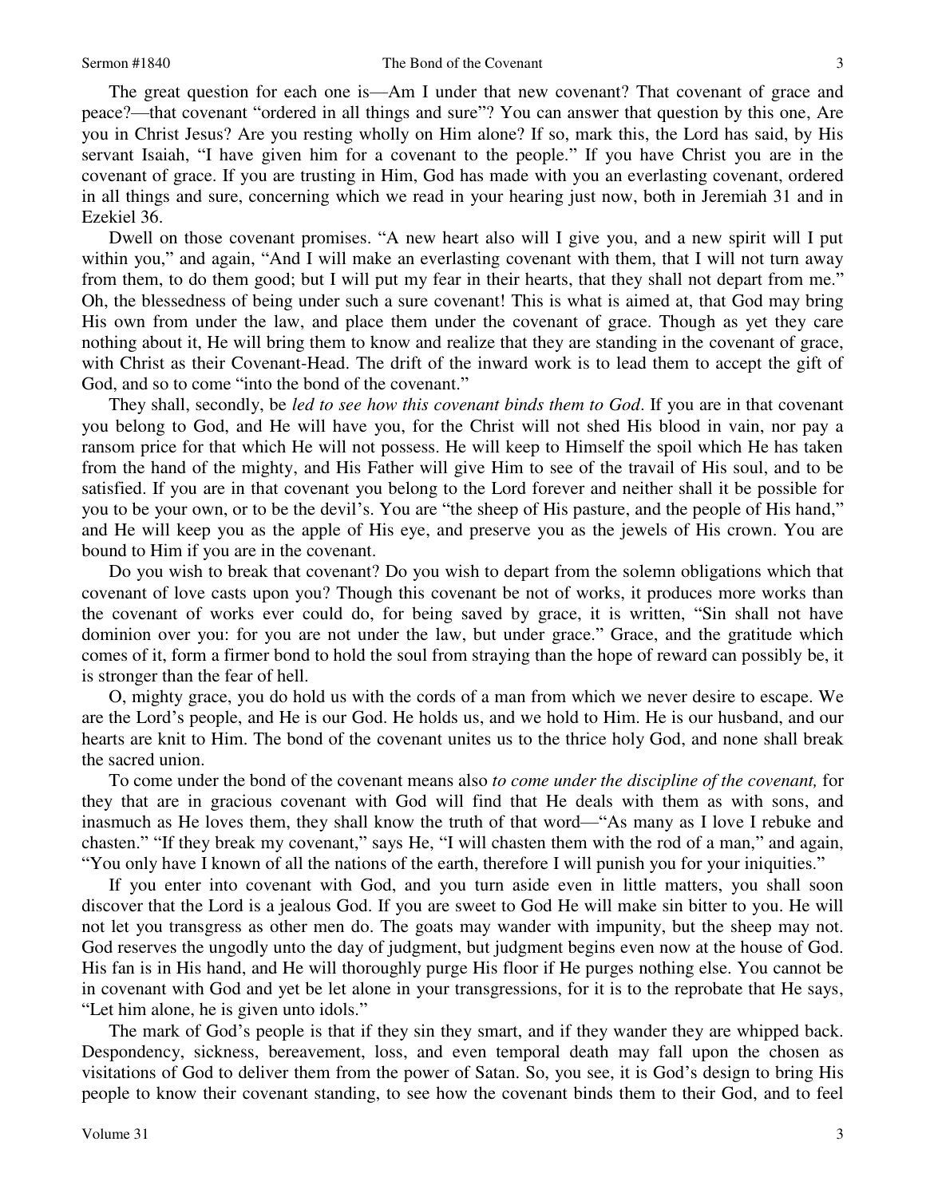The great question for each one is—Am I under that new covenant? That covenant of grace and peace?—that covenant "ordered in all things and sure"? You can answer that question by this one, Are you in Christ Jesus? Are you resting wholly on Him alone? If so, mark this, the Lord has said, by His servant Isaiah, "I have given him for a covenant to the people." If you have Christ you are in the covenant of grace. If you are trusting in Him, God has made with you an everlasting covenant, ordered in all things and sure, concerning which we read in your hearing just now, both in Jeremiah 31 and in Ezekiel 36.

Dwell on those covenant promises. "A new heart also will I give you, and a new spirit will I put within you," and again, "And I will make an everlasting covenant with them, that I will not turn away from them, to do them good; but I will put my fear in their hearts, that they shall not depart from me." Oh, the blessedness of being under such a sure covenant! This is what is aimed at, that God may bring His own from under the law, and place them under the covenant of grace. Though as yet they care nothing about it, He will bring them to know and realize that they are standing in the covenant of grace, with Christ as their Covenant-Head. The drift of the inward work is to lead them to accept the gift of God, and so to come "into the bond of the covenant."

They shall, secondly, be *led to see how this covenant binds them to God*. If you are in that covenant you belong to God, and He will have you, for the Christ will not shed His blood in vain, nor pay a ransom price for that which He will not possess. He will keep to Himself the spoil which He has taken from the hand of the mighty, and His Father will give Him to see of the travail of His soul, and to be satisfied. If you are in that covenant you belong to the Lord forever and neither shall it be possible for you to be your own, or to be the devil's. You are "the sheep of His pasture, and the people of His hand," and He will keep you as the apple of His eye, and preserve you as the jewels of His crown. You are bound to Him if you are in the covenant.

Do you wish to break that covenant? Do you wish to depart from the solemn obligations which that covenant of love casts upon you? Though this covenant be not of works, it produces more works than the covenant of works ever could do, for being saved by grace, it is written, "Sin shall not have dominion over you: for you are not under the law, but under grace." Grace, and the gratitude which comes of it, form a firmer bond to hold the soul from straying than the hope of reward can possibly be, it is stronger than the fear of hell.

O, mighty grace, you do hold us with the cords of a man from which we never desire to escape. We are the Lord's people, and He is our God. He holds us, and we hold to Him. He is our husband, and our hearts are knit to Him. The bond of the covenant unites us to the thrice holy God, and none shall break the sacred union.

To come under the bond of the covenant means also *to come under the discipline of the covenant,* for they that are in gracious covenant with God will find that He deals with them as with sons, and inasmuch as He loves them, they shall know the truth of that word—"As many as I love I rebuke and chasten." "If they break my covenant," says He, "I will chasten them with the rod of a man," and again, "You only have I known of all the nations of the earth, therefore I will punish you for your iniquities."

If you enter into covenant with God, and you turn aside even in little matters, you shall soon discover that the Lord is a jealous God. If you are sweet to God He will make sin bitter to you. He will not let you transgress as other men do. The goats may wander with impunity, but the sheep may not. God reserves the ungodly unto the day of judgment, but judgment begins even now at the house of God. His fan is in His hand, and He will thoroughly purge His floor if He purges nothing else. You cannot be in covenant with God and yet be let alone in your transgressions, for it is to the reprobate that He says, "Let him alone, he is given unto idols."

The mark of God's people is that if they sin they smart, and if they wander they are whipped back. Despondency, sickness, bereavement, loss, and even temporal death may fall upon the chosen as visitations of God to deliver them from the power of Satan. So, you see, it is God's design to bring His people to know their covenant standing, to see how the covenant binds them to their God, and to feel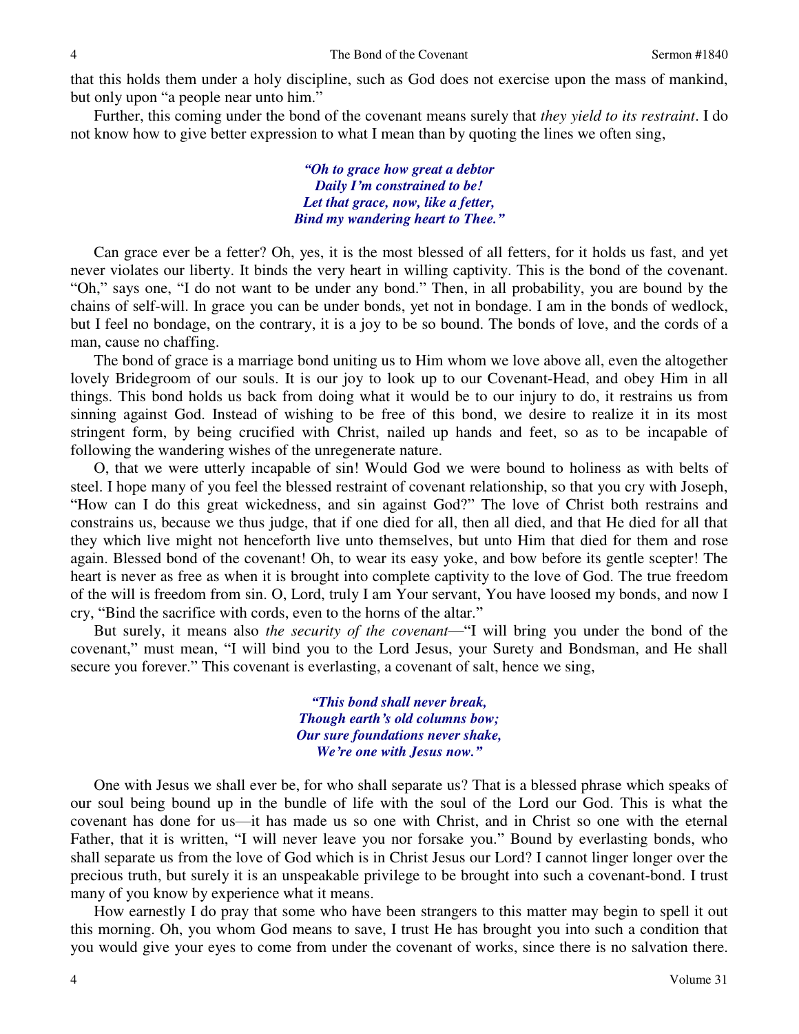that this holds them under a holy discipline, such as God does not exercise upon the mass of mankind, but only upon "a people near unto him."

Further, this coming under the bond of the covenant means surely that *they yield to its restraint*. I do not know how to give better expression to what I mean than by quoting the lines we often sing,

> ***"Oh to grace how great a debtor***
> ***Daily I'm constrained to be!***
> ***Let that grace, now, like a fetter,***
> ***Bind my wandering heart to Thee."***

Can grace ever be a fetter? Oh, yes, it is the most blessed of all fetters, for it holds us fast, and yet never violates our liberty. It binds the very heart in willing captivity. This is the bond of the covenant. "Oh," says one, "I do not want to be under any bond." Then, in all probability, you are bound by the chains of self-will. In grace you can be under bonds, yet not in bondage. I am in the bonds of wedlock, but I feel no bondage, on the contrary, it is a joy to be so bound. The bonds of love, and the cords of a man, cause no chaffing.

The bond of grace is a marriage bond uniting us to Him whom we love above all, even the altogether lovely Bridegroom of our souls. It is our joy to look up to our Covenant-Head, and obey Him in all things. This bond holds us back from doing what it would be to our injury to do, it restrains us from sinning against God. Instead of wishing to be free of this bond, we desire to realize it in its most stringent form, by being crucified with Christ, nailed up hands and feet, so as to be incapable of following the wandering wishes of the unregenerate nature.

O, that we were utterly incapable of sin! Would God we were bound to holiness as with belts of steel. I hope many of you feel the blessed restraint of covenant relationship, so that you cry with Joseph, "How can I do this great wickedness, and sin against God?" The love of Christ both restrains and constrains us, because we thus judge, that if one died for all, then all died, and that He died for all that they which live might not henceforth live unto themselves, but unto Him that died for them and rose again. Blessed bond of the covenant! Oh, to wear its easy yoke, and bow before its gentle scepter! The heart is never as free as when it is brought into complete captivity to the love of God. The true freedom of the will is freedom from sin. O, Lord, truly I am Your servant, You have loosed my bonds, and now I cry, "Bind the sacrifice with cords, even to the horns of the altar."

But surely, it means also *the security of the covenant*—"I will bring you under the bond of the covenant," must mean, "I will bind you to the Lord Jesus, your Surety and Bondsman, and He shall secure you forever." This covenant is everlasting, a covenant of salt, hence we sing,

> ***"This bond shall never break,***
> ***Though earth's old columns bow;***
> ***Our sure foundations never shake,***
> ***We're one with Jesus now."***

One with Jesus we shall ever be, for who shall separate us? That is a blessed phrase which speaks of our soul being bound up in the bundle of life with the soul of the Lord our God. This is what the covenant has done for us—it has made us so one with Christ, and in Christ so one with the eternal Father, that it is written, "I will never leave you nor forsake you." Bound by everlasting bonds, who shall separate us from the love of God which is in Christ Jesus our Lord? I cannot linger longer over the precious truth, but surely it is an unspeakable privilege to be brought into such a covenant-bond. I trust many of you know by experience what it means.

How earnestly I do pray that some who have been strangers to this matter may begin to spell it out this morning. Oh, you whom God means to save, I trust He has brought you into such a condition that you would give your eyes to come from under the covenant of works, since there is no salvation there.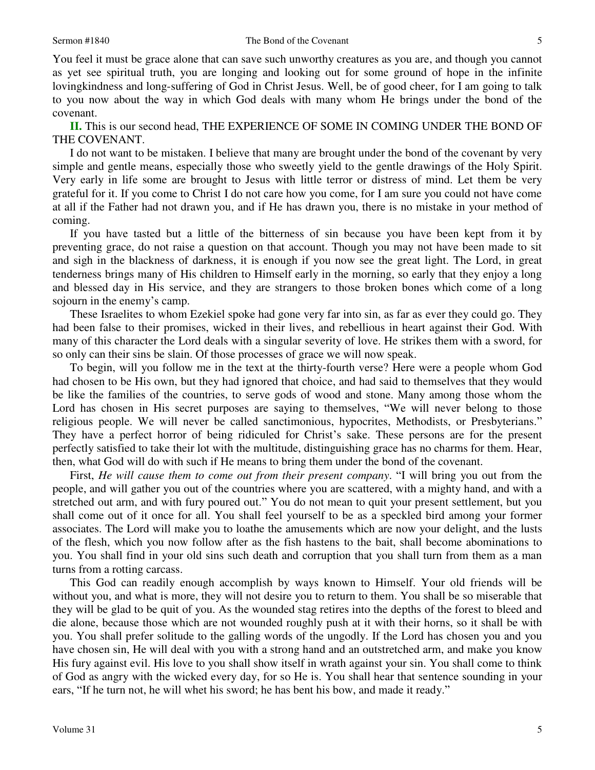You feel it must be grace alone that can save such unworthy creatures as you are, and though you cannot as yet see spiritual truth, you are longing and looking out for some ground of hope in the infinite lovingkindness and long-suffering of God in Christ Jesus. Well, be of good cheer, for I am going to talk to you now about the way in which God deals with many whom He brings under the bond of the covenant.

**II.** This is our second head, THE EXPERIENCE OF SOME IN COMING UNDER THE BOND OF THE COVENANT.

I do not want to be mistaken. I believe that many are brought under the bond of the covenant by very simple and gentle means, especially those who sweetly yield to the gentle drawings of the Holy Spirit. Very early in life some are brought to Jesus with little terror or distress of mind. Let them be very grateful for it. If you come to Christ I do not care how you come, for I am sure you could not have come at all if the Father had not drawn you, and if He has drawn you, there is no mistake in your method of coming.

If you have tasted but a little of the bitterness of sin because you have been kept from it by preventing grace, do not raise a question on that account. Though you may not have been made to sit and sigh in the blackness of darkness, it is enough if you now see the great light. The Lord, in great tenderness brings many of His children to Himself early in the morning, so early that they enjoy a long and blessed day in His service, and they are strangers to those broken bones which come of a long sojourn in the enemy's camp.

These Israelites to whom Ezekiel spoke had gone very far into sin, as far as ever they could go. They had been false to their promises, wicked in their lives, and rebellious in heart against their God. With many of this character the Lord deals with a singular severity of love. He strikes them with a sword, for so only can their sins be slain. Of those processes of grace we will now speak.

To begin, will you follow me in the text at the thirty-fourth verse? Here were a people whom God had chosen to be His own, but they had ignored that choice, and had said to themselves that they would be like the families of the countries, to serve gods of wood and stone. Many among those whom the Lord has chosen in His secret purposes are saying to themselves, "We will never belong to those religious people. We will never be called sanctimonious, hypocrites, Methodists, or Presbyterians." They have a perfect horror of being ridiculed for Christ's sake. These persons are for the present perfectly satisfied to take their lot with the multitude, distinguishing grace has no charms for them. Hear, then, what God will do with such if He means to bring them under the bond of the covenant.

First, *He will cause them to come out from their present company*. "I will bring you out from the people, and will gather you out of the countries where you are scattered, with a mighty hand, and with a stretched out arm, and with fury poured out." You do not mean to quit your present settlement, but you shall come out of it once for all. You shall feel yourself to be as a speckled bird among your former associates. The Lord will make you to loathe the amusements which are now your delight, and the lusts of the flesh, which you now follow after as the fish hastens to the bait, shall become abominations to you. You shall find in your old sins such death and corruption that you shall turn from them as a man turns from a rotting carcass.

This God can readily enough accomplish by ways known to Himself. Your old friends will be without you, and what is more, they will not desire you to return to them. You shall be so miserable that they will be glad to be quit of you. As the wounded stag retires into the depths of the forest to bleed and die alone, because those which are not wounded roughly push at it with their horns, so it shall be with you. You shall prefer solitude to the galling words of the ungodly. If the Lord has chosen you and you have chosen sin, He will deal with you with a strong hand and an outstretched arm, and make you know His fury against evil. His love to you shall show itself in wrath against your sin. You shall come to think of God as angry with the wicked every day, for so He is. You shall hear that sentence sounding in your ears, "If he turn not, he will whet his sword; he has bent his bow, and made it ready."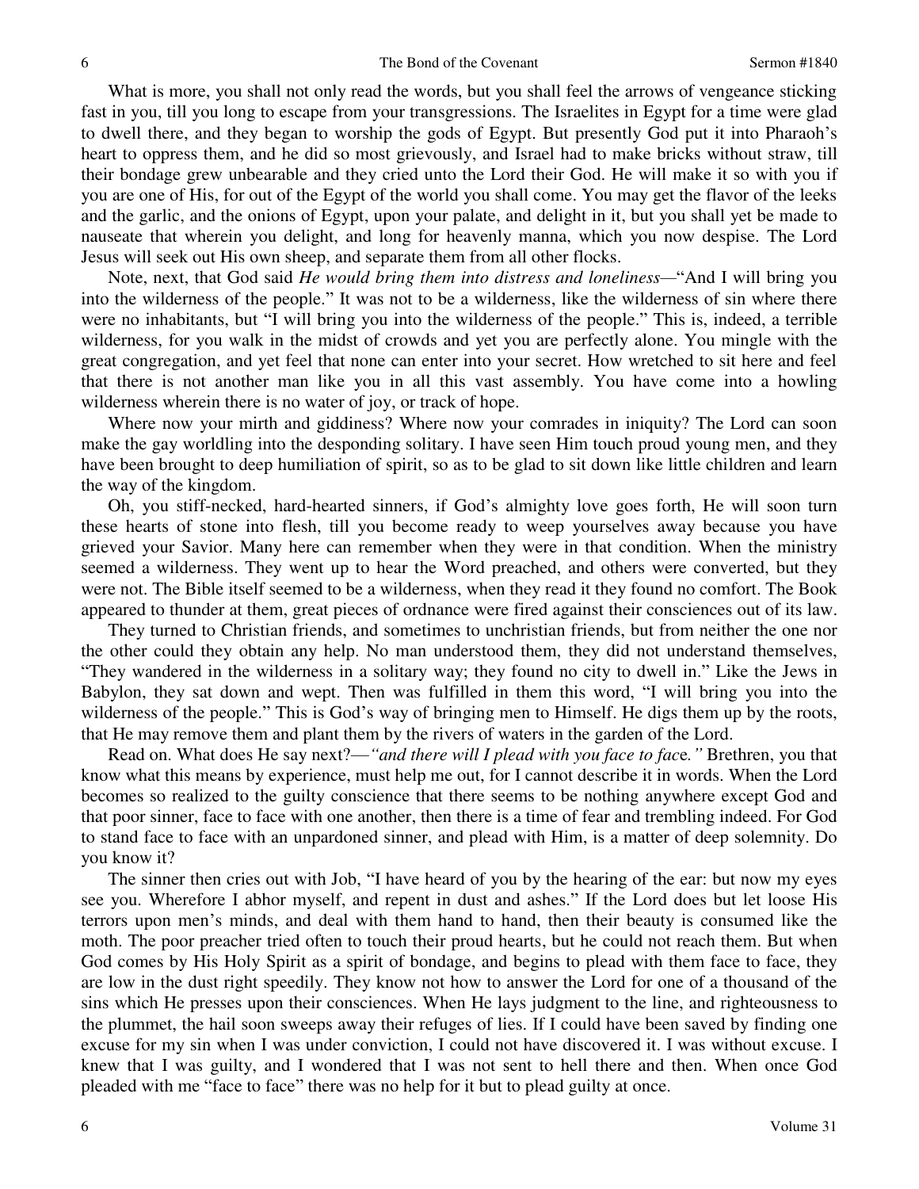What is more, you shall not only read the words, but you shall feel the arrows of vengeance sticking fast in you, till you long to escape from your transgressions. The Israelites in Egypt for a time were glad to dwell there, and they began to worship the gods of Egypt. But presently God put it into Pharaoh's heart to oppress them, and he did so most grievously, and Israel had to make bricks without straw, till their bondage grew unbearable and they cried unto the Lord their God. He will make it so with you if you are one of His, for out of the Egypt of the world you shall come. You may get the flavor of the leeks and the garlic, and the onions of Egypt, upon your palate, and delight in it, but you shall yet be made to nauseate that wherein you delight, and long for heavenly manna, which you now despise. The Lord Jesus will seek out His own sheep, and separate them from all other flocks.

Note, next, that God said *He would bring them into distress and loneliness*—"And I will bring you into the wilderness of the people." It was not to be a wilderness, like the wilderness of sin where there were no inhabitants, but "I will bring you into the wilderness of the people." This is, indeed, a terrible wilderness, for you walk in the midst of crowds and yet you are perfectly alone. You mingle with the great congregation, and yet feel that none can enter into your secret. How wretched to sit here and feel that there is not another man like you in all this vast assembly. You have come into a howling wilderness wherein there is no water of joy, or track of hope.

Where now your mirth and giddiness? Where now your comrades in iniquity? The Lord can soon make the gay worldling into the desponding solitary. I have seen Him touch proud young men, and they have been brought to deep humiliation of spirit, so as to be glad to sit down like little children and learn the way of the kingdom.

Oh, you stiff-necked, hard-hearted sinners, if God's almighty love goes forth, He will soon turn these hearts of stone into flesh, till you become ready to weep yourselves away because you have grieved your Savior. Many here can remember when they were in that condition. When the ministry seemed a wilderness. They went up to hear the Word preached, and others were converted, but they were not. The Bible itself seemed to be a wilderness, when they read it they found no comfort. The Book appeared to thunder at them, great pieces of ordnance were fired against their consciences out of its law.

They turned to Christian friends, and sometimes to unchristian friends, but from neither the one nor the other could they obtain any help. No man understood them, they did not understand themselves, "They wandered in the wilderness in a solitary way; they found no city to dwell in." Like the Jews in Babylon, they sat down and wept. Then was fulfilled in them this word, "I will bring you into the wilderness of the people." This is God's way of bringing men to Himself. He digs them up by the roots, that He may remove them and plant them by the rivers of waters in the garden of the Lord.

Read on. What does He say next?—*"and there will I plead with you face to face."* Brethren, you that know what this means by experience, must help me out, for I cannot describe it in words. When the Lord becomes so realized to the guilty conscience that there seems to be nothing anywhere except God and that poor sinner, face to face with one another, then there is a time of fear and trembling indeed. For God to stand face to face with an unpardoned sinner, and plead with Him, is a matter of deep solemnity. Do you know it?

The sinner then cries out with Job, "I have heard of you by the hearing of the ear: but now my eyes see you. Wherefore I abhor myself, and repent in dust and ashes." If the Lord does but let loose His terrors upon men's minds, and deal with them hand to hand, then their beauty is consumed like the moth. The poor preacher tried often to touch their proud hearts, but he could not reach them. But when God comes by His Holy Spirit as a spirit of bondage, and begins to plead with them face to face, they are low in the dust right speedily. They know not how to answer the Lord for one of a thousand of the sins which He presses upon their consciences. When He lays judgment to the line, and righteousness to the plummet, the hail soon sweeps away their refuges of lies. If I could have been saved by finding one excuse for my sin when I was under conviction, I could not have discovered it. I was without excuse. I knew that I was guilty, and I wondered that I was not sent to hell there and then. When once God pleaded with me "face to face" there was no help for it but to plead guilty at once.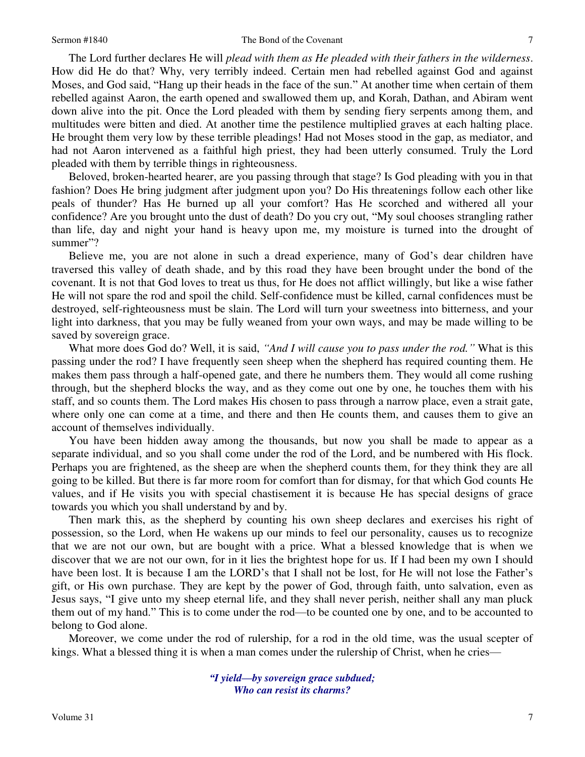The Lord further declares He will *plead with them as He pleaded with their fathers in the wilderness*. How did He do that? Why, very terribly indeed. Certain men had rebelled against God and against Moses, and God said, "Hang up their heads in the face of the sun." At another time when certain of them rebelled against Aaron, the earth opened and swallowed them up, and Korah, Dathan, and Abiram went down alive into the pit. Once the Lord pleaded with them by sending fiery serpents among them, and multitudes were bitten and died. At another time the pestilence multiplied graves at each halting place. He brought them very low by these terrible pleadings! Had not Moses stood in the gap, as mediator, and had not Aaron intervened as a faithful high priest, they had been utterly consumed. Truly the Lord pleaded with them by terrible things in righteousness.

Beloved, broken-hearted hearer, are you passing through that stage? Is God pleading with you in that fashion? Does He bring judgment after judgment upon you? Do His threatenings follow each other like peals of thunder? Has He burned up all your comfort? Has He scorched and withered all your confidence? Are you brought unto the dust of death? Do you cry out, "My soul chooses strangling rather than life, day and night your hand is heavy upon me, my moisture is turned into the drought of summer"?

Believe me, you are not alone in such a dread experience, many of God's dear children have traversed this valley of death shade, and by this road they have been brought under the bond of the covenant. It is not that God loves to treat us thus, for He does not afflict willingly, but like a wise father He will not spare the rod and spoil the child. Self-confidence must be killed, carnal confidences must be destroyed, self-righteousness must be slain. The Lord will turn your sweetness into bitterness, and your light into darkness, that you may be fully weaned from your own ways, and may be made willing to be saved by sovereign grace.

What more does God do? Well, it is said, *"And I will cause you to pass under the rod."* What is this passing under the rod? I have frequently seen sheep when the shepherd has required counting them. He makes them pass through a half-opened gate, and there he numbers them. They would all come rushing through, but the shepherd blocks the way, and as they come out one by one, he touches them with his staff, and so counts them. The Lord makes His chosen to pass through a narrow place, even a strait gate, where only one can come at a time, and there and then He counts them, and causes them to give an account of themselves individually.

You have been hidden away among the thousands, but now you shall be made to appear as a separate individual, and so you shall come under the rod of the Lord, and be numbered with His flock. Perhaps you are frightened, as the sheep are when the shepherd counts them, for they think they are all going to be killed. But there is far more room for comfort than for dismay, for that which God counts He values, and if He visits you with special chastisement it is because He has special designs of grace towards you which you shall understand by and by.

Then mark this, as the shepherd by counting his own sheep declares and exercises his right of possession, so the Lord, when He wakens up our minds to feel our personality, causes us to recognize that we are not our own, but are bought with a price. What a blessed knowledge that is when we discover that we are not our own, for in it lies the brightest hope for us. If I had been my own I should have been lost. It is because I am the LORD's that I shall not be lost, for He will not lose the Father's gift, or His own purchase. They are kept by the power of God, through faith, unto salvation, even as Jesus says, "I give unto my sheep eternal life, and they shall never perish, neither shall any man pluck them out of my hand." This is to come under the rod—to be counted one by one, and to be accounted to belong to God alone.

Moreover, we come under the rod of rulership, for a rod in the old time, was the usual scepter of kings. What a blessed thing it is when a man comes under the rulership of Christ, when he cries—

> ***"I yield—by sovereign grace subdued;***
> ***Who can resist its charms?***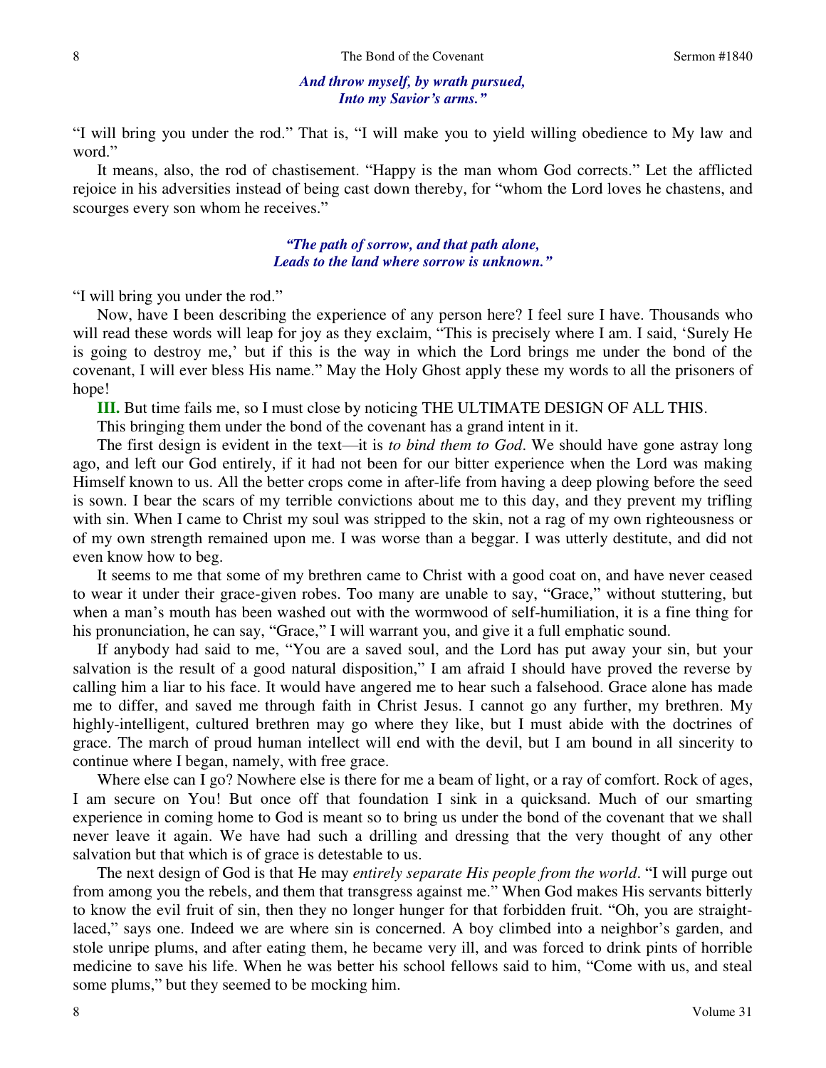*And throw myself, by wrath pursued,*
*Into my Savior's arms."*

"I will bring you under the rod." That is, "I will make you to yield willing obedience to My law and word."

It means, also, the rod of chastisement. "Happy is the man whom God corrects." Let the afflicted rejoice in his adversities instead of being cast down thereby, for "whom the Lord loves he chastens, and scourges every son whom he receives."

*"The path of sorrow, and that path alone,*
*Leads to the land where sorrow is unknown."*

"I will bring you under the rod."

Now, have I been describing the experience of any person here? I feel sure I have. Thousands who will read these words will leap for joy as they exclaim, "This is precisely where I am. I said, 'Surely He is going to destroy me,' but if this is the way in which the Lord brings me under the bond of the covenant, I will ever bless His name." May the Holy Ghost apply these my words to all the prisoners of hope!

**III.** But time fails me, so I must close by noticing THE ULTIMATE DESIGN OF ALL THIS.

This bringing them under the bond of the covenant has a grand intent in it.

The first design is evident in the text—it is *to bind them to God*. We should have gone astray long ago, and left our God entirely, if it had not been for our bitter experience when the Lord was making Himself known to us. All the better crops come in after-life from having a deep plowing before the seed is sown. I bear the scars of my terrible convictions about me to this day, and they prevent my trifling with sin. When I came to Christ my soul was stripped to the skin, not a rag of my own righteousness or of my own strength remained upon me. I was worse than a beggar. I was utterly destitute, and did not even know how to beg.

It seems to me that some of my brethren came to Christ with a good coat on, and have never ceased to wear it under their grace-given robes. Too many are unable to say, "Grace," without stuttering, but when a man's mouth has been washed out with the wormwood of self-humiliation, it is a fine thing for his pronunciation, he can say, "Grace," I will warrant you, and give it a full emphatic sound.

If anybody had said to me, "You are a saved soul, and the Lord has put away your sin, but your salvation is the result of a good natural disposition," I am afraid I should have proved the reverse by calling him a liar to his face. It would have angered me to hear such a falsehood. Grace alone has made me to differ, and saved me through faith in Christ Jesus. I cannot go any further, my brethren. My highly-intelligent, cultured brethren may go where they like, but I must abide with the doctrines of grace. The march of proud human intellect will end with the devil, but I am bound in all sincerity to continue where I began, namely, with free grace.

Where else can I go? Nowhere else is there for me a beam of light, or a ray of comfort. Rock of ages, I am secure on You! But once off that foundation I sink in a quicksand. Much of our smarting experience in coming home to God is meant so to bring us under the bond of the covenant that we shall never leave it again. We have had such a drilling and dressing that the very thought of any other salvation but that which is of grace is detestable to us.

The next design of God is that He may *entirely separate His people from the world*. "I will purge out from among you the rebels, and them that transgress against me." When God makes His servants bitterly to know the evil fruit of sin, then they no longer hunger for that forbidden fruit. "Oh, you are straight-laced," says one. Indeed we are where sin is concerned. A boy climbed into a neighbor's garden, and stole unripe plums, and after eating them, he became very ill, and was forced to drink pints of horrible medicine to save his life. When he was better his school fellows said to him, "Come with us, and steal some plums," but they seemed to be mocking him.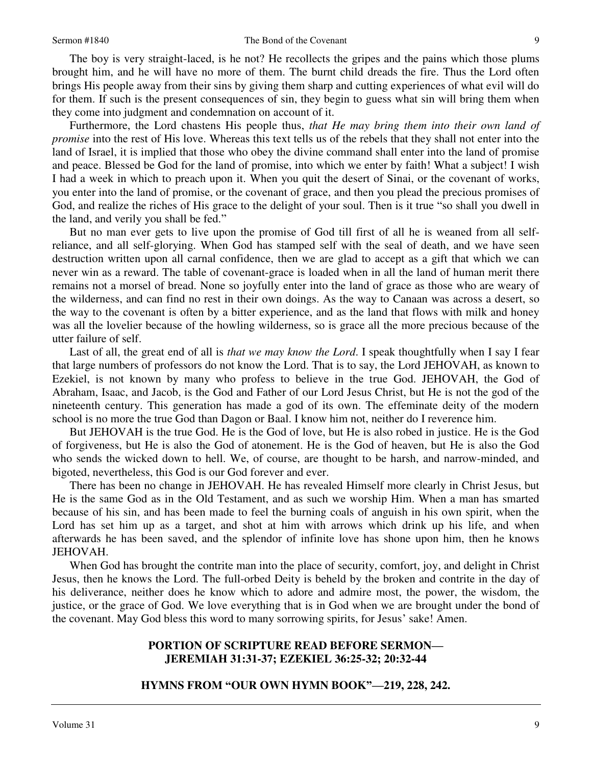The boy is very straight-laced, is he not? He recollects the gripes and the pains which those plums brought him, and he will have no more of them. The burnt child dreads the fire. Thus the Lord often brings His people away from their sins by giving them sharp and cutting experiences of what evil will do for them. If such is the present consequences of sin, they begin to guess what sin will bring them when they come into judgment and condemnation on account of it.

Furthermore, the Lord chastens His people thus, *that He may bring them into their own land of promise* into the rest of His love. Whereas this text tells us of the rebels that they shall not enter into the land of Israel, it is implied that those who obey the divine command shall enter into the land of promise and peace. Blessed be God for the land of promise, into which we enter by faith! What a subject! I wish I had a week in which to preach upon it. When you quit the desert of Sinai, or the covenant of works, you enter into the land of promise, or the covenant of grace, and then you plead the precious promises of God, and realize the riches of His grace to the delight of your soul. Then is it true "so shall you dwell in the land, and verily you shall be fed."

But no man ever gets to live upon the promise of God till first of all he is weaned from all self-reliance, and all self-glorying. When God has stamped self with the seal of death, and we have seen destruction written upon all carnal confidence, then we are glad to accept as a gift that which we can never win as a reward. The table of covenant-grace is loaded when in all the land of human merit there remains not a morsel of bread. None so joyfully enter into the land of grace as those who are weary of the wilderness, and can find no rest in their own doings. As the way to Canaan was across a desert, so the way to the covenant is often by a bitter experience, and as the land that flows with milk and honey was all the lovelier because of the howling wilderness, so is grace all the more precious because of the utter failure of self.

Last of all, the great end of all is *that we may know the Lord*. I speak thoughtfully when I say I fear that large numbers of professors do not know the Lord. That is to say, the Lord JEHOVAH, as known to Ezekiel, is not known by many who profess to believe in the true God. JEHOVAH, the God of Abraham, Isaac, and Jacob, is the God and Father of our Lord Jesus Christ, but He is not the god of the nineteenth century. This generation has made a god of its own. The effeminate deity of the modern school is no more the true God than Dagon or Baal. I know him not, neither do I reverence him.

But JEHOVAH is the true God. He is the God of love, but He is also robed in justice. He is the God of forgiveness, but He is also the God of atonement. He is the God of heaven, but He is also the God who sends the wicked down to hell. We, of course, are thought to be harsh, and narrow-minded, and bigoted, nevertheless, this God is our God forever and ever.

There has been no change in JEHOVAH. He has revealed Himself more clearly in Christ Jesus, but He is the same God as in the Old Testament, and as such we worship Him. When a man has smarted because of his sin, and has been made to feel the burning coals of anguish in his own spirit, when the Lord has set him up as a target, and shot at him with arrows which drink up his life, and when afterwards he has been saved, and the splendor of infinite love has shone upon him, then he knows JEHOVAH.

When God has brought the contrite man into the place of security, comfort, joy, and delight in Christ Jesus, then he knows the Lord. The full-orbed Deity is beheld by the broken and contrite in the day of his deliverance, neither does he know which to adore and admire most, the power, the wisdom, the justice, or the grace of God. We love everything that is in God when we are brought under the bond of the covenant. May God bless this word to many sorrowing spirits, for Jesus' sake! Amen.

## PORTION OF SCRIPTURE READ BEFORE SERMON— JEREMIAH 31:31-37; EZEKIEL 36:25-32; 20:32-44

## HYMNS FROM "OUR OWN HYMN BOOK"—219, 228, 242.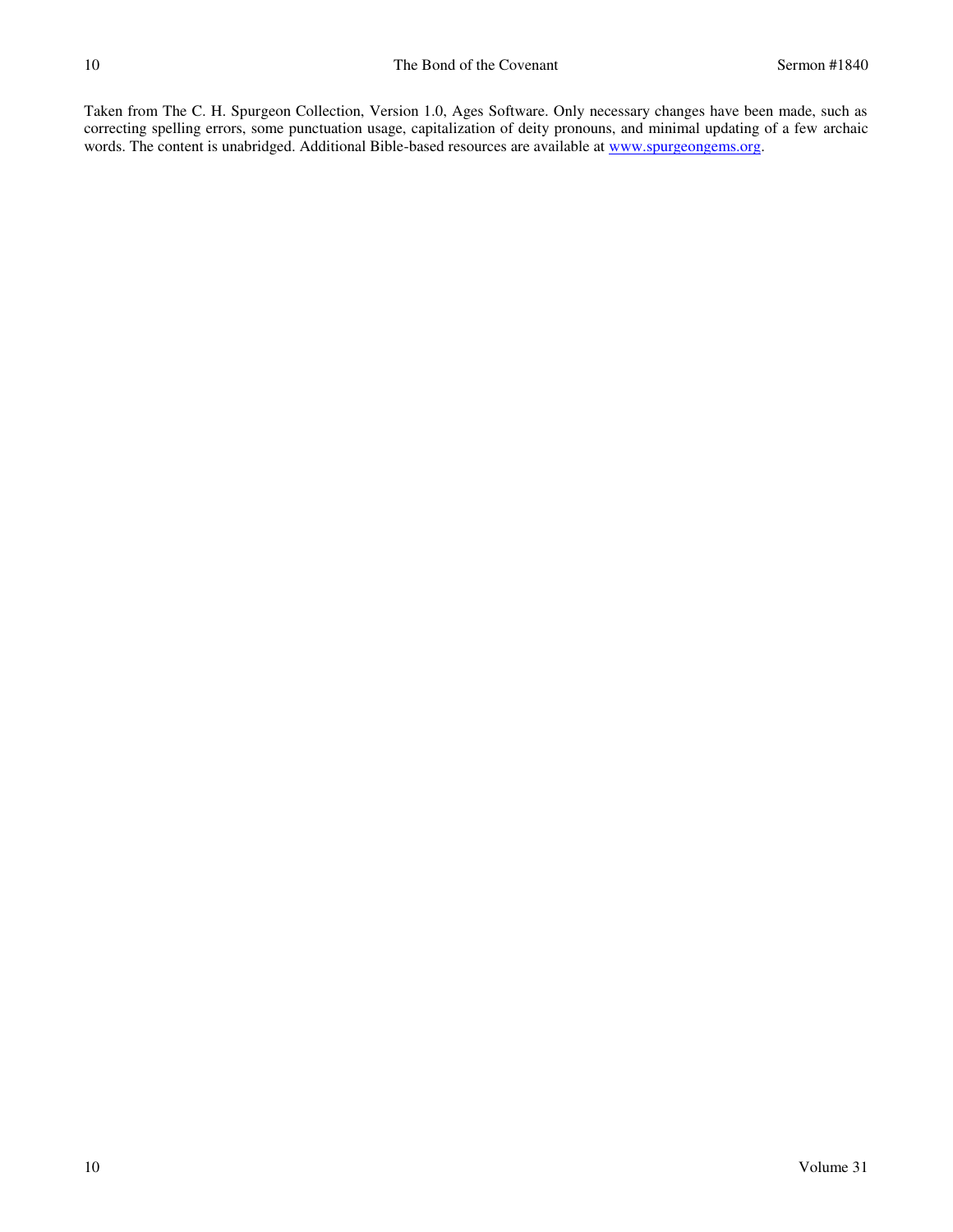Taken from The C. H. Spurgeon Collection, Version 1.0, Ages Software. Only necessary changes have been made, such as correcting spelling errors, some punctuation usage, capitalization of deity pronouns, and minimal updating of a few archaic words. The content is unabridged. Additional Bible-based resources are available at [www.spurgeongems.org](http://www.spurgeongems.org).